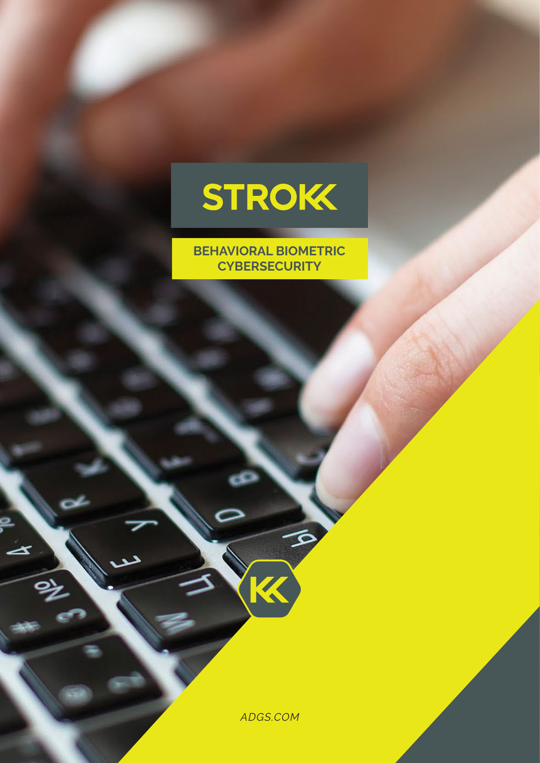# STROKK

**BEHAVIORAL BIOMETRIC CYBERSECURITY**

*ADGS.COM*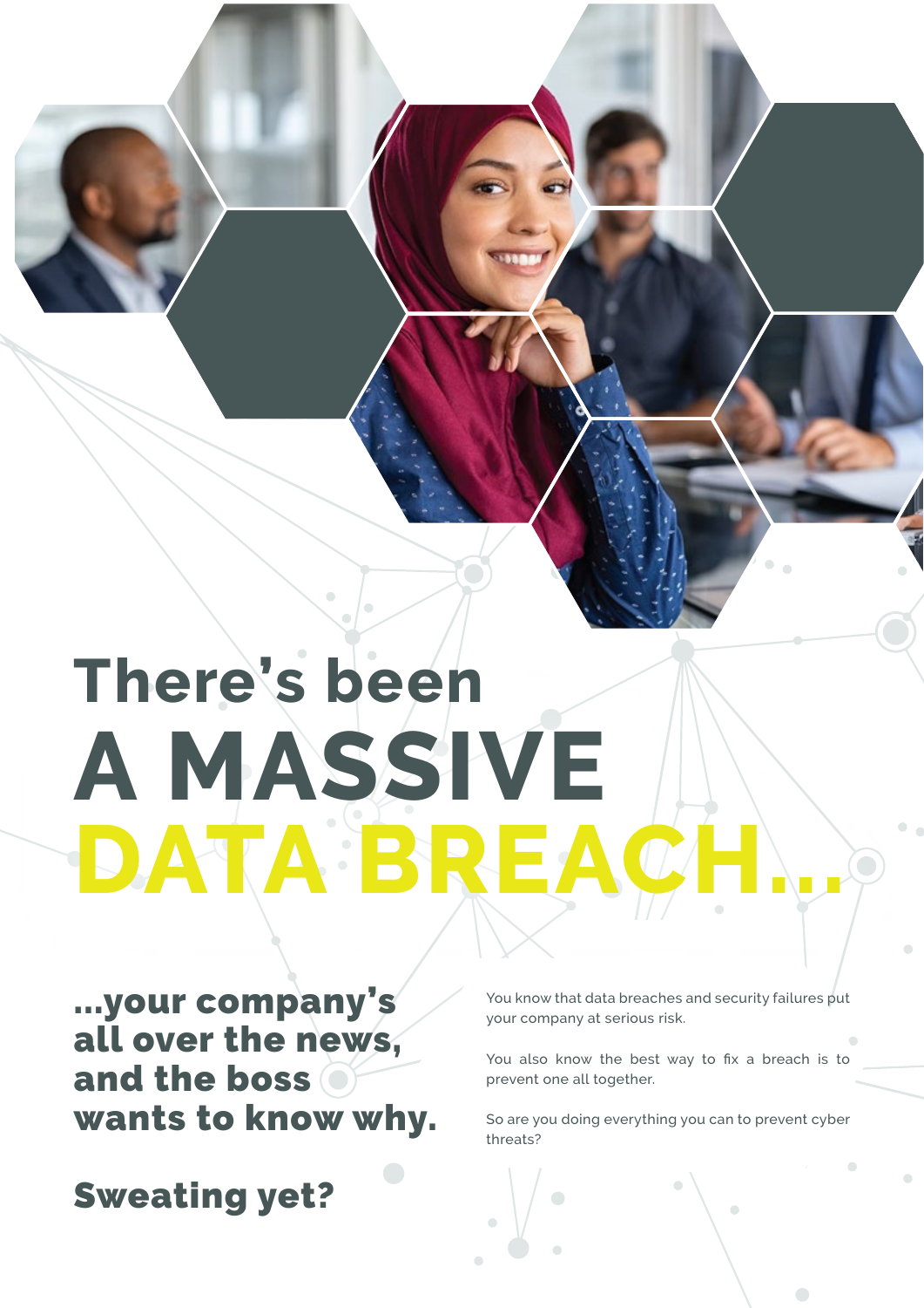# There's been A MASSIVE DATA BREACH...

## ...your company's all over the news, and the boss wants to know why.

## Sweating yet?

You know that data breaches and security failures put your company at serious risk.

You also know the best way to fix a breach is to prevent one all together.

So are you doing everything you can to prevent cyber threats?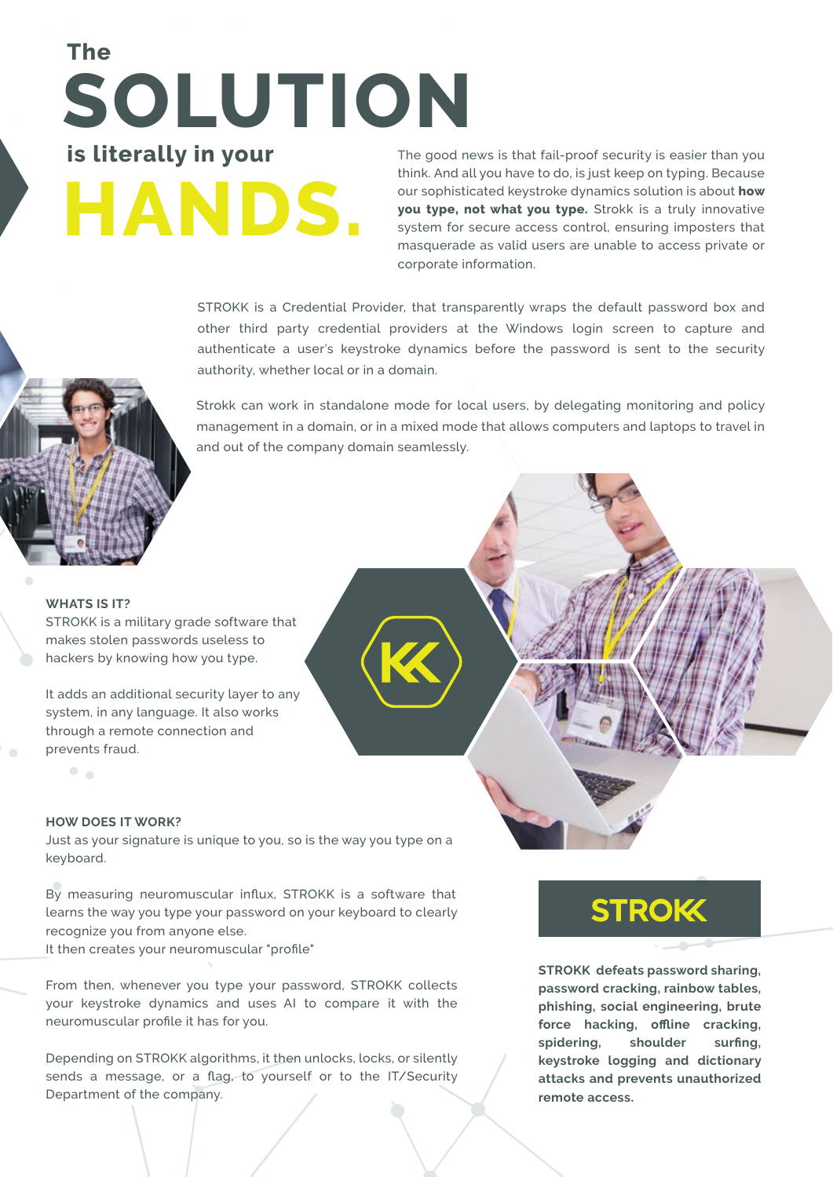# The SOLUTION is literally in your HANDS.

The good news is that fail-proof security is easier than you think. And all you have to do, is just keep on typing. Because our sophisticated keystroke dynamics solution is about **how you type, not what you type.** Strokk is a truly innovative system for secure access control, ensuring imposters that masquerade as valid users are unable to access private or corporate information.

STROKK is a Credential Provider, that transparently wraps the default password box and other third party credential providers at the Windows login screen to capture and authenticate a user's keystroke dynamics before the password is sent to the security authority, whether local or in a domain.

Strokk can work in standalone mode for local users, by delegating monitoring and policy management in a domain, or in a mixed mode that allows computers and laptops to travel in and out of the company domain seamlessly.

**WHATS IS IT?**

STROKK is a military grade software that makes stolen passwords useless to hackers by knowing how you type.

It adds an additional security layer to any system, in any language. It also works through a remote connection and prevents fraud.

**HOW DOES IT WORK?**

Just as your signature is unique to you, so is the way you type on a keyboard.

By measuring neuromuscular influx, STROKK is a software that learns the way you type your password on your keyboard to clearly recognize you from anyone else.
It then creates your neuromuscular "profile"

From then, whenever you type your password, STROKK collects your keystroke dynamics and uses AI to compare it with the neuromuscular profile it has for you.

Depending on STROKK algorithms, it then unlocks, locks, or silently sends a message, or a flag, to yourself or to the IT/Security Department of the company.

STROKK

**STROKK defeats password sharing, password cracking, rainbow tables, phishing, social engineering, brute force hacking, offline cracking, spidering, shoulder surfing, keystroke logging and dictionary attacks and prevents unauthorized remote access.**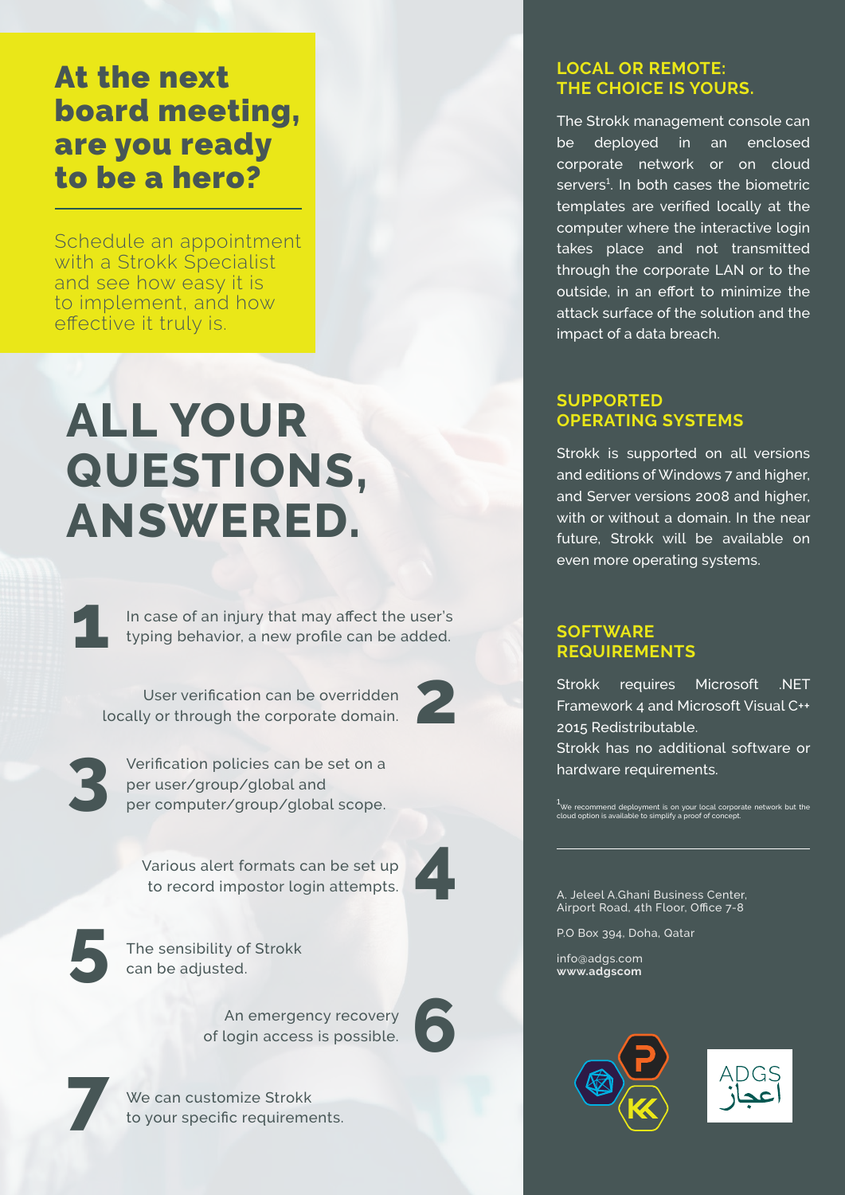## At the next board meeting, are you ready to be a hero?

Schedule an appointment with a Strokk Specialist and see how easy it is to implement, and how effective it truly is.

# ALL YOUR QUESTIONS, ANSWERED.

**1** In case of an injury that may affect the user's typing behavior, a new profile can be added.

**2** User verification can be overridden locally or through the corporate domain.

**3** Verification policies can be set on a per user/group/global and per computer/group/global scope.

**4** Various alert formats can be set up to record impostor login attempts.

**5** The sensibility of Strokk can be adjusted.

**6** An emergency recovery of login access is possible.

**7** We can customize Strokk to your specific requirements.

## LOCAL OR REMOTE: THE CHOICE IS YOURS.

The Strokk management console can be deployed in an enclosed corporate network or on cloud servers[1]. In both cases the biometric templates are verified locally at the computer where the interactive login takes place and not transmitted through the corporate LAN or to the outside, in an effort to minimize the attack surface of the solution and the impact of a data breach.

## SUPPORTED OPERATING SYSTEMS

Strokk is supported on all versions and editions of Windows 7 and higher, and Server versions 2008 and higher, with or without a domain. In the near future, Strokk will be available on even more operating systems.

## SOFTWARE REQUIREMENTS

Strokk requires Microsoft .NET Framework 4 and Microsoft Visual C++ 2015 Redistributable.
Strokk has no additional software or hardware requirements.

[1]We recommend deployment is on your local corporate network but the cloud option is available to simplify a proof of concept.

---

A. Jeleel A.Ghani Business Center, Airport Road, 4th Floor, Office 7-8

P.O Box 394, Doha, Qatar

info@adgs.com
**www.adgscom**

ADGS
اعجاز